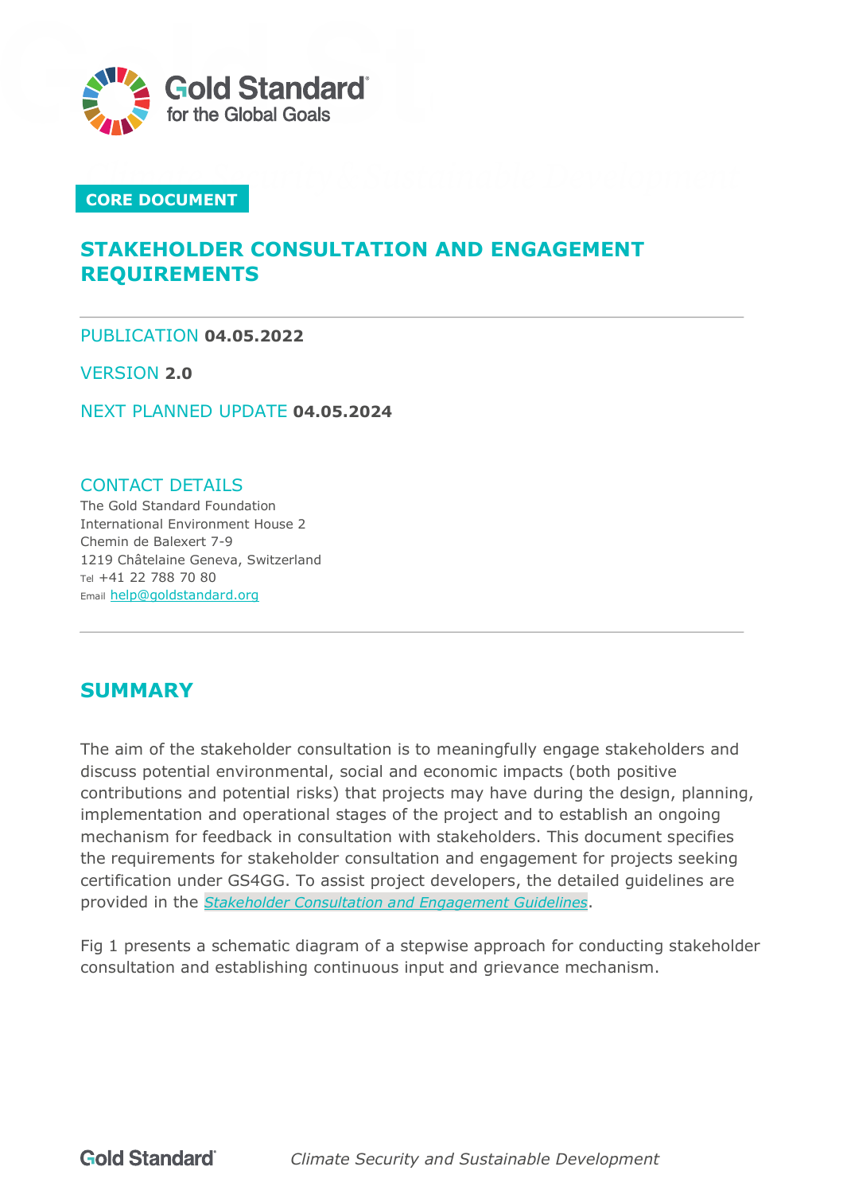CORE DOCUMENT

# STAKEHOLDER CONSULTATION AND ENGAGEMENT REQUIREMENTS

PUBLICATION **04.05.2022**

VERSION **2.0**

NEXT PLANNED UPDATE **04.05.2024**

CONTACT DETAILS
The Gold Standard Foundation
International Environment House 2
Chemin de Balexert 7-9
1219 Châtelaine Geneva, Switzerland
Tel +41 22 788 70 80
Email help@goldstandard.org

## SUMMARY

The aim of the stakeholder consultation is to meaningfully engage stakeholders and discuss potential environmental, social and economic impacts (both positive contributions and potential risks) that projects may have during the design, planning, implementation and operational stages of the project and to establish an ongoing mechanism for feedback in consultation with stakeholders. This document specifies the requirements for stakeholder consultation and engagement for projects seeking certification under GS4GG. To assist project developers, the detailed guidelines are provided in the *Stakeholder Consultation and Engagement Guidelines*.

Fig 1 presents a schematic diagram of a stepwise approach for conducting stakeholder consultation and establishing continuous input and grievance mechanism.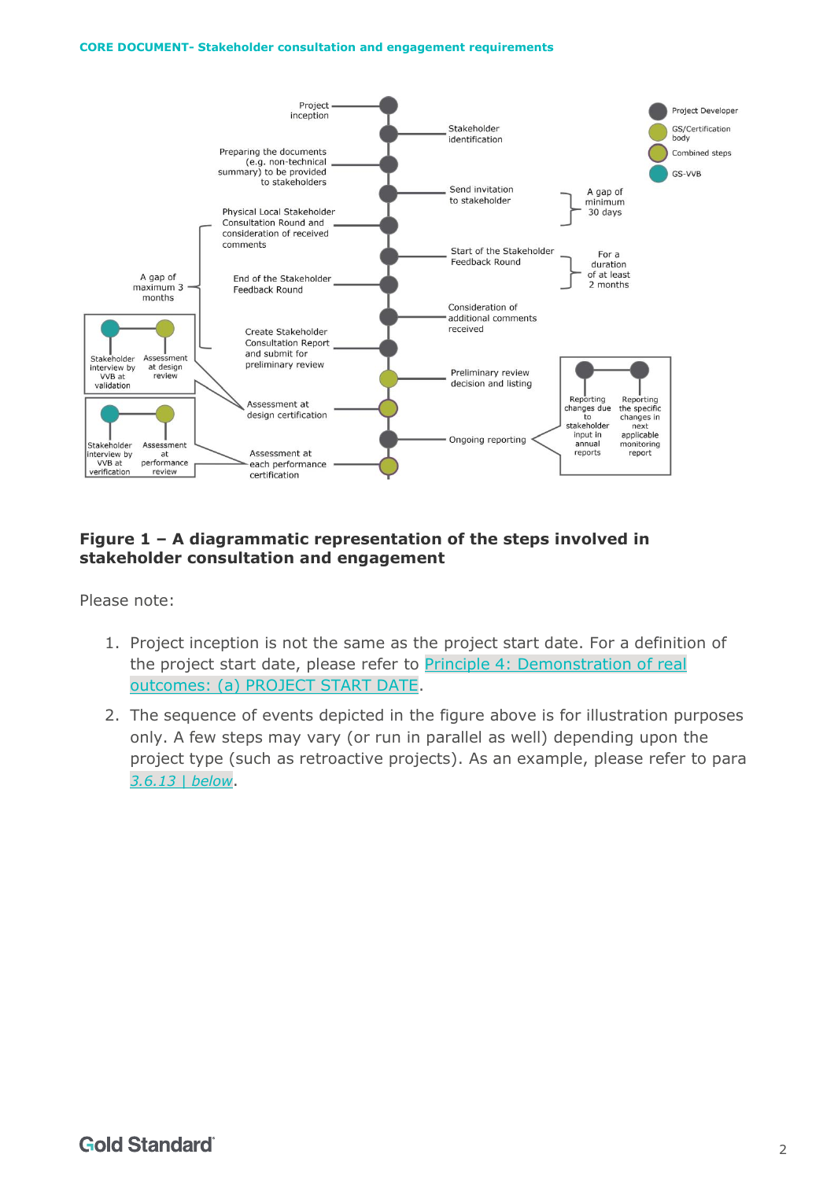**Figure 1 – A diagrammatic representation of the steps involved in stakeholder consultation and engagement**

Please note:

1. Project inception is not the same as the project start date. For a definition of the project start date, please refer to [Principle 4: Demonstration of real outcomes: (a) PROJECT START DATE](#).
2. The sequence of events depicted in the figure above is for illustration purposes only. A few steps may vary (or run in parallel as well) depending upon the project type (such as retroactive projects). As an example, please refer to para *[3.6.13 | below](#)*.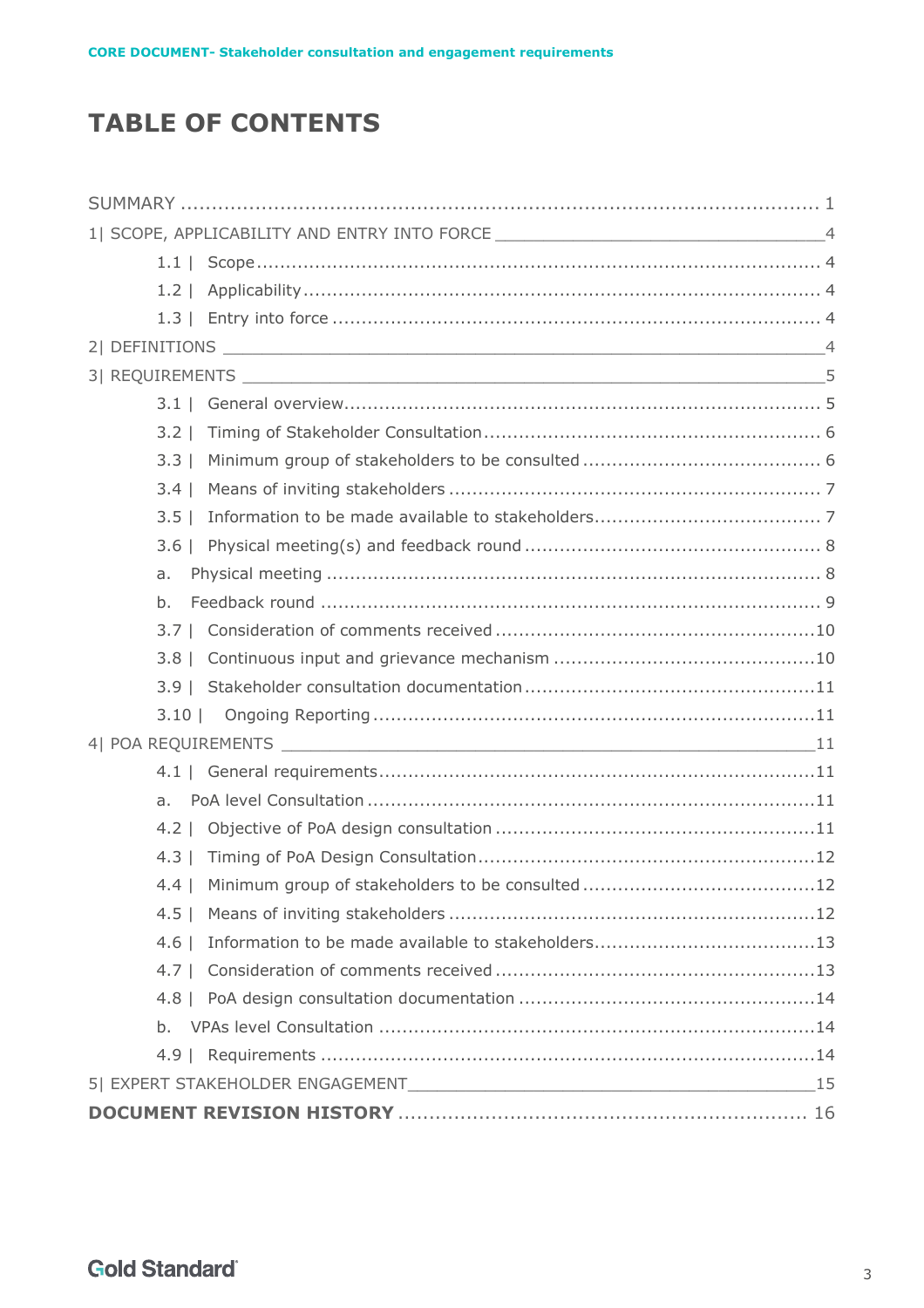# TABLE OF CONTENTS

SUMMARY ........................................................................................................ 1

1| SCOPE, APPLICABILITY AND ENTRY INTO FORCE ____________________________________4

- 1.1 | Scope ................................................................................................ 4
- 1.2 | Applicability ........................................................................................ 4
- 1.3 | Entry into force ................................................................................... 4

2| DEFINITIONS ____________________________________________________________________4

3| REQUIREMENTS _________________________________________________________________5

- 3.1 | General overview................................................................................. 5
- 3.2 | Timing of Stakeholder Consultation ......................................................... 6
- 3.3 | Minimum group of stakeholders to be consulted ......................................... 6
- 3.4 | Means of inviting stakeholders ............................................................... 7
- 3.5 | Information to be made available to stakeholders...................................... 7
- 3.6 | Physical meeting(s) and feedback round ................................................... 8
  - a. Physical meeting ................................................................................... 8
  - b. Feedback round ..................................................................................... 9
- 3.7 | Consideration of comments received ......................................................10
- 3.8 | Continuous input and grievance mechanism ............................................10
- 3.9 | Stakeholder consultation documentation .................................................11
- 3.10 | Ongoing Reporting ...........................................................................11

4| POA REQUIREMENTS ___________________________________________________________11

- 4.1 | General requirements..........................................................................11
  - a. PoA level Consultation ............................................................................11
- 4.2 | Objective of PoA design consultation ......................................................11
- 4.3 | Timing of PoA Design Consultation.........................................................12
- 4.4 | Minimum group of stakeholders to be consulted .......................................12
- 4.5 | Means of inviting stakeholders ..............................................................12
- 4.6 | Information to be made available to stakeholders.....................................13
- 4.7 | Consideration of comments received ......................................................13
- 4.8 | PoA design consultation documentation ..................................................14
  - b. VPAs level Consultation .........................................................................14
- 4.9 | Requirements ....................................................................................14

5| EXPERT STAKEHOLDER ENGAGEMENT___________________________________________15

**DOCUMENT REVISION HISTORY** .................................................................. 16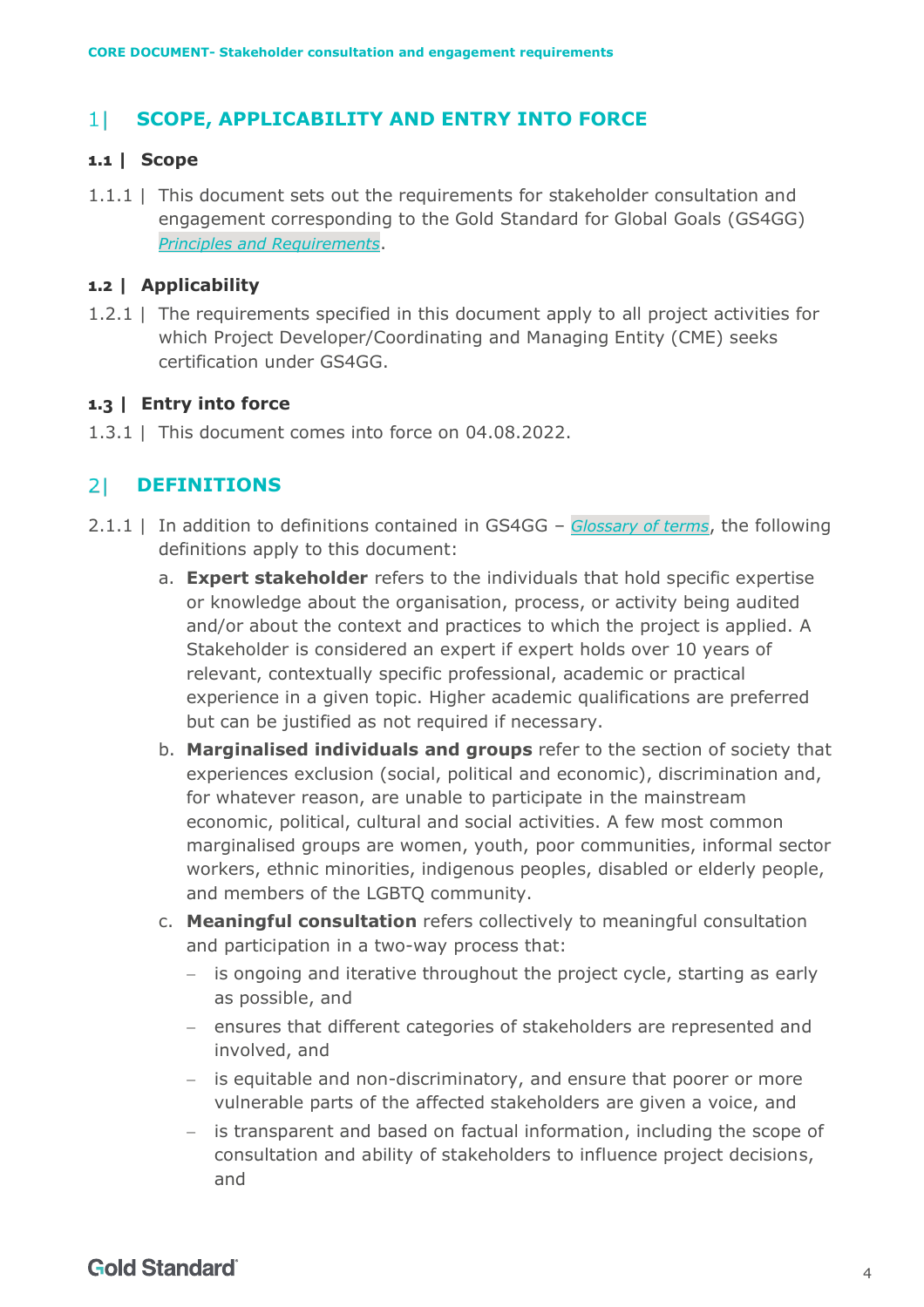# 1| SCOPE, APPLICABILITY AND ENTRY INTO FORCE

## 1.1 | Scope

1.1.1 | This document sets out the requirements for stakeholder consultation and engagement corresponding to the Gold Standard for Global Goals (GS4GG) *Principles and Requirements*.

## 1.2 | Applicability

1.2.1 | The requirements specified in this document apply to all project activities for which Project Developer/Coordinating and Managing Entity (CME) seeks certification under GS4GG.

## 1.3 | Entry into force

1.3.1 | This document comes into force on 04.08.2022.

# 2| DEFINITIONS

2.1.1 | In addition to definitions contained in GS4GG – *Glossary of terms*, the following definitions apply to this document:

a. **Expert stakeholder** refers to the individuals that hold specific expertise or knowledge about the organisation, process, or activity being audited and/or about the context and practices to which the project is applied. A Stakeholder is considered an expert if expert holds over 10 years of relevant, contextually specific professional, academic or practical experience in a given topic. Higher academic qualifications are preferred but can be justified as not required if necessary.

b. **Marginalised individuals and groups** refer to the section of society that experiences exclusion (social, political and economic), discrimination and, for whatever reason, are unable to participate in the mainstream economic, political, cultural and social activities. A few most common marginalised groups are women, youth, poor communities, informal sector workers, ethnic minorities, indigenous peoples, disabled or elderly people, and members of the LGBTQ community.

c. **Meaningful consultation** refers collectively to meaningful consultation and participation in a two-way process that:

- is ongoing and iterative throughout the project cycle, starting as early as possible, and
- ensures that different categories of stakeholders are represented and involved, and
- is equitable and non-discriminatory, and ensure that poorer or more vulnerable parts of the affected stakeholders are given a voice, and
- is transparent and based on factual information, including the scope of consultation and ability of stakeholders to influence project decisions, and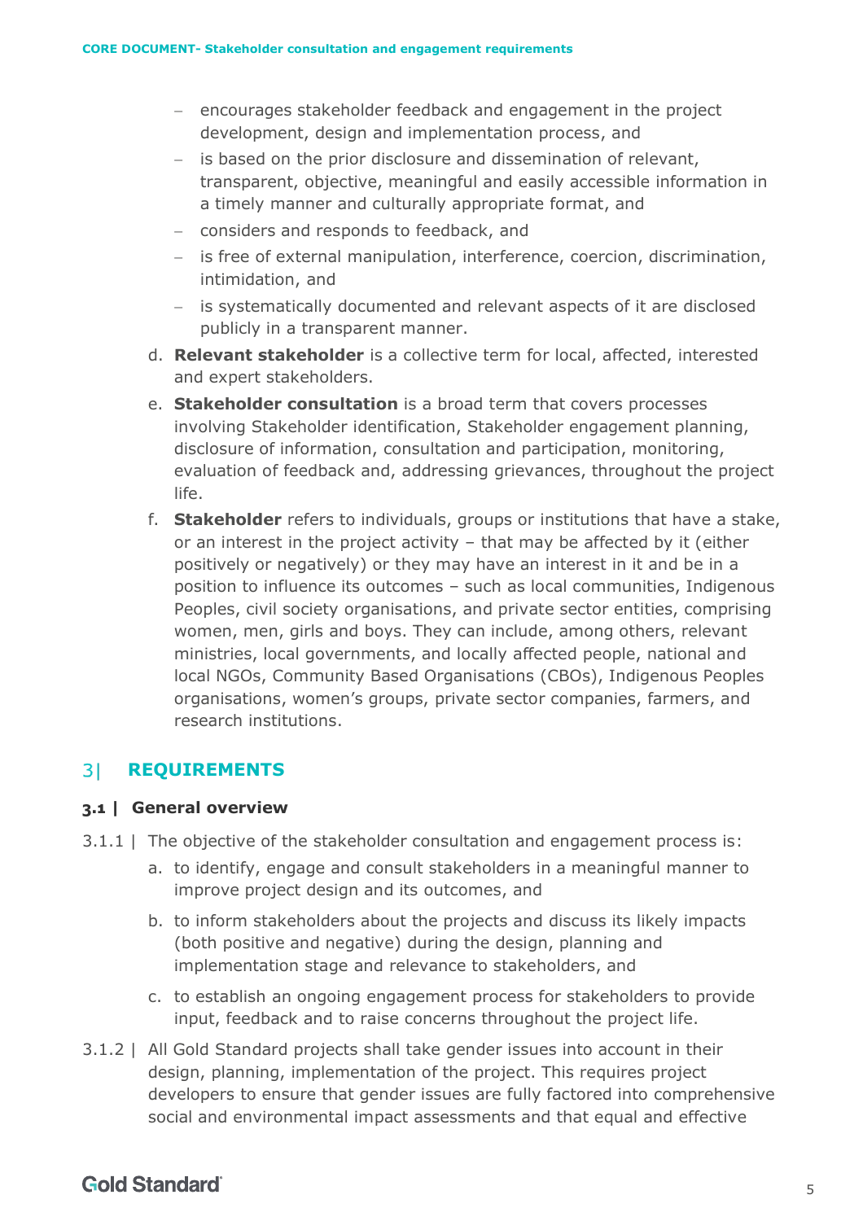- encourages stakeholder feedback and engagement in the project development, design and implementation process, and
- is based on the prior disclosure and dissemination of relevant, transparent, objective, meaningful and easily accessible information in a timely manner and culturally appropriate format, and
- considers and responds to feedback, and
- is free of external manipulation, interference, coercion, discrimination, intimidation, and
- is systematically documented and relevant aspects of it are disclosed publicly in a transparent manner.

d. **Relevant stakeholder** is a collective term for local, affected, interested and expert stakeholders.

e. **Stakeholder consultation** is a broad term that covers processes involving Stakeholder identification, Stakeholder engagement planning, disclosure of information, consultation and participation, monitoring, evaluation of feedback and, addressing grievances, throughout the project life.

f. **Stakeholder** refers to individuals, groups or institutions that have a stake, or an interest in the project activity – that may be affected by it (either positively or negatively) or they may have an interest in it and be in a position to influence its outcomes – such as local communities, Indigenous Peoples, civil society organisations, and private sector entities, comprising women, men, girls and boys. They can include, among others, relevant ministries, local governments, and locally affected people, national and local NGOs, Community Based Organisations (CBOs), Indigenous Peoples organisations, women's groups, private sector companies, farmers, and research institutions.

## 3| REQUIREMENTS

### 3.1 | General overview

3.1.1 | The objective of the stakeholder consultation and engagement process is:

a. to identify, engage and consult stakeholders in a meaningful manner to improve project design and its outcomes, and

b. to inform stakeholders about the projects and discuss its likely impacts (both positive and negative) during the design, planning and implementation stage and relevance to stakeholders, and

c. to establish an ongoing engagement process for stakeholders to provide input, feedback and to raise concerns throughout the project life.

3.1.2 | All Gold Standard projects shall take gender issues into account in their design, planning, implementation of the project. This requires project developers to ensure that gender issues are fully factored into comprehensive social and environmental impact assessments and that equal and effective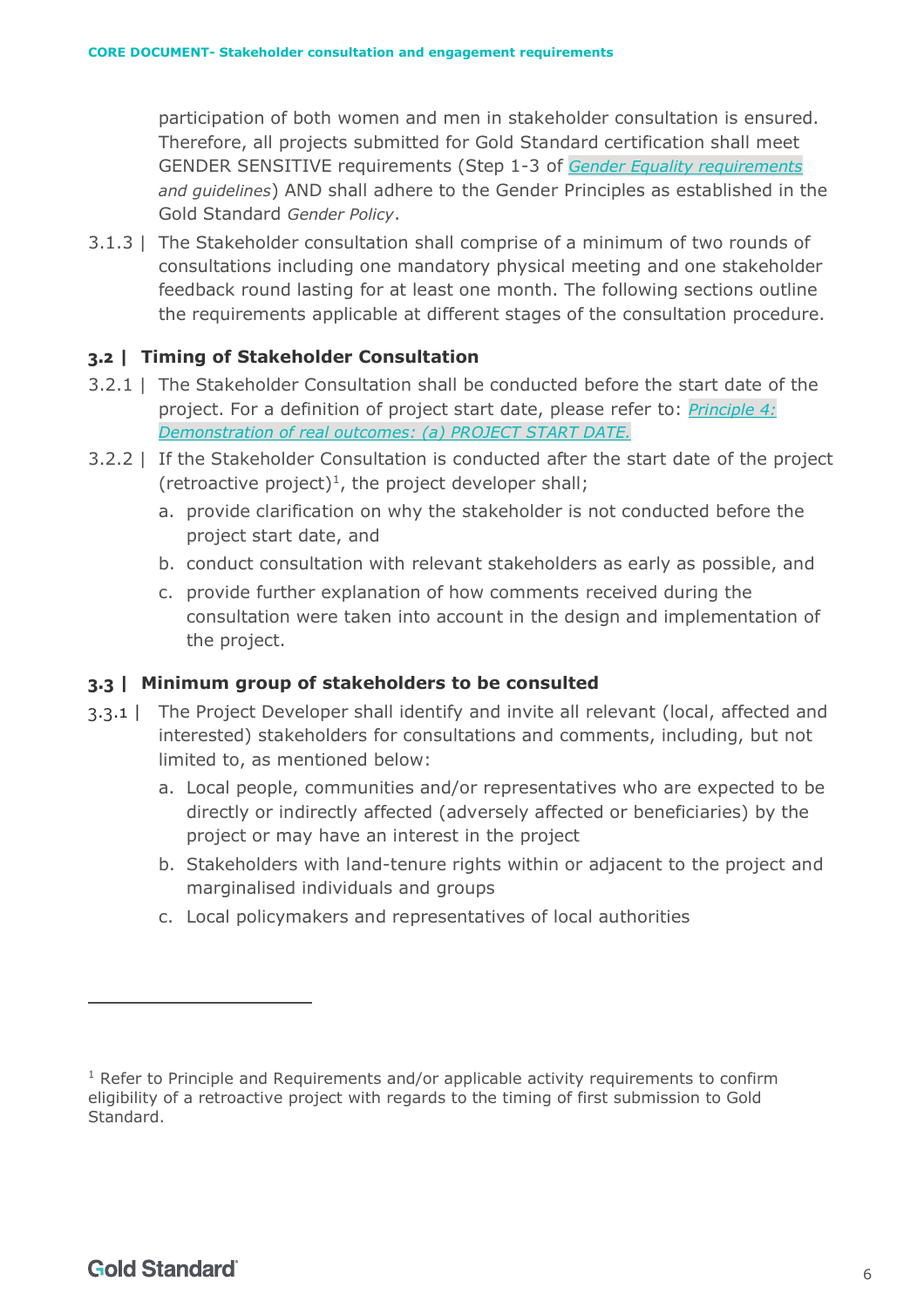participation of both women and men in stakeholder consultation is ensured. Therefore, all projects submitted for Gold Standard certification shall meet GENDER SENSITIVE requirements (Step 1-3 of *Gender Equality requirements and guidelines*) AND shall adhere to the Gender Principles as established in the Gold Standard *Gender Policy*.

3.1.3 | The Stakeholder consultation shall comprise of a minimum of two rounds of consultations including one mandatory physical meeting and one stakeholder feedback round lasting for at least one month. The following sections outline the requirements applicable at different stages of the consultation procedure.

### 3.2 | Timing of Stakeholder Consultation

3.2.1 | The Stakeholder Consultation shall be conducted before the start date of the project. For a definition of project start date, please refer to: *Principle 4: Demonstration of real outcomes: (a) PROJECT START DATE.*

3.2.2 | If the Stakeholder Consultation is conducted after the start date of the project (retroactive project)[1], the project developer shall;

a. provide clarification on why the stakeholder is not conducted before the project start date, and

b. conduct consultation with relevant stakeholders as early as possible, and

c. provide further explanation of how comments received during the consultation were taken into account in the design and implementation of the project.

### 3.3 | Minimum group of stakeholders to be consulted

3.3.1 | The Project Developer shall identify and invite all relevant (local, affected and interested) stakeholders for consultations and comments, including, but not limited to, as mentioned below:

a. Local people, communities and/or representatives who are expected to be directly or indirectly affected (adversely affected or beneficiaries) by the project or may have an interest in the project

b. Stakeholders with land-tenure rights within or adjacent to the project and marginalised individuals and groups

c. Local policymakers and representatives of local authorities

---

[1] Refer to Principle and Requirements and/or applicable activity requirements to confirm eligibility of a retroactive project with regards to the timing of first submission to Gold Standard.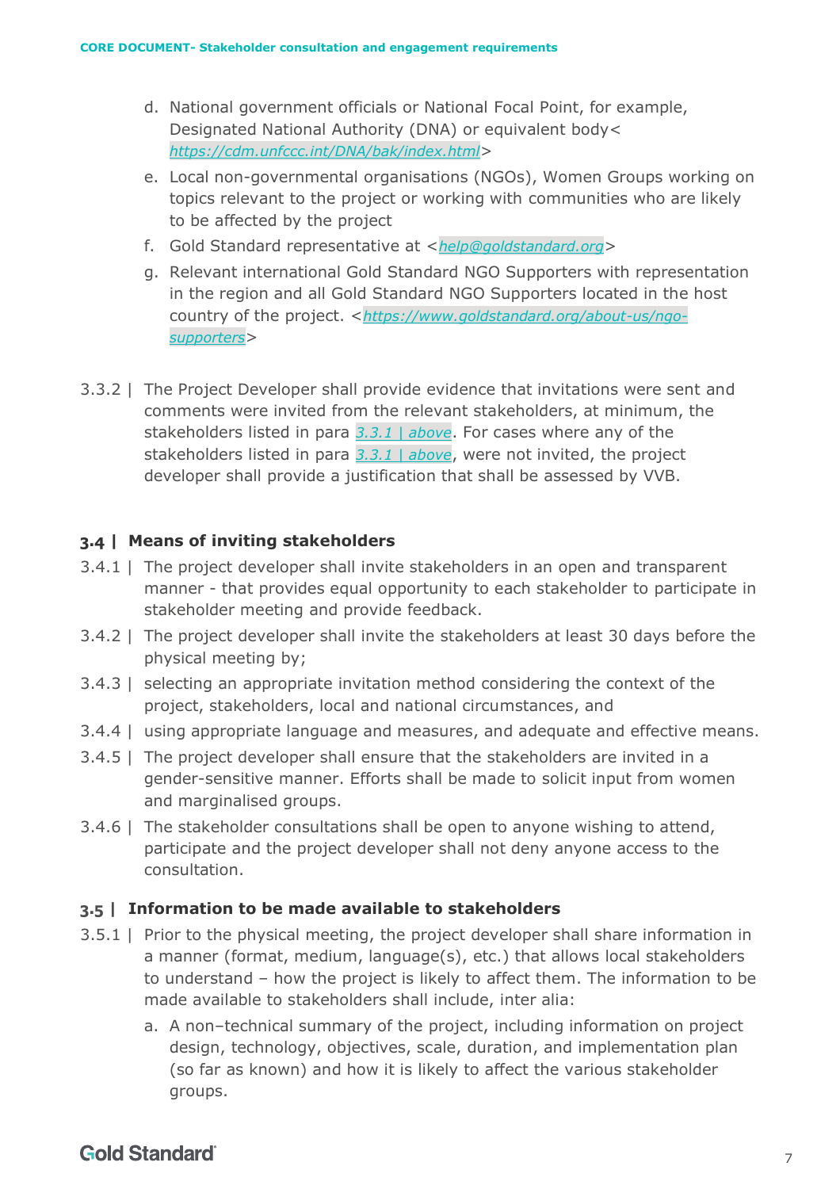d. National government officials or National Focal Point, for example, Designated National Authority (DNA) or equivalent body< *https://cdm.unfccc.int/DNA/bak/index.html*>
e. Local non-governmental organisations (NGOs), Women Groups working on topics relevant to the project or working with communities who are likely to be affected by the project
f. Gold Standard representative at <*help@goldstandard.org*>
g. Relevant international Gold Standard NGO Supporters with representation in the region and all Gold Standard NGO Supporters located in the host country of the project. <*https://www.goldstandard.org/about-us/ngo-supporters*>

3.3.2 | The Project Developer shall provide evidence that invitations were sent and comments were invited from the relevant stakeholders, at minimum, the stakeholders listed in para *3.3.1 | above*. For cases where any of the stakeholders listed in para *3.3.1 | above*, were not invited, the project developer shall provide a justification that shall be assessed by VVB.

### 3.4 | Means of inviting stakeholders

3.4.1 | The project developer shall invite stakeholders in an open and transparent manner - that provides equal opportunity to each stakeholder to participate in stakeholder meeting and provide feedback.

3.4.2 | The project developer shall invite the stakeholders at least 30 days before the physical meeting by;

3.4.3 | selecting an appropriate invitation method considering the context of the project, stakeholders, local and national circumstances, and

3.4.4 | using appropriate language and measures, and adequate and effective means.

3.4.5 | The project developer shall ensure that the stakeholders are invited in a gender-sensitive manner. Efforts shall be made to solicit input from women and marginalised groups.

3.4.6 | The stakeholder consultations shall be open to anyone wishing to attend, participate and the project developer shall not deny anyone access to the consultation.

### 3.5 | Information to be made available to stakeholders

3.5.1 | Prior to the physical meeting, the project developer shall share information in a manner (format, medium, language(s), etc.) that allows local stakeholders to understand – how the project is likely to affect them. The information to be made available to stakeholders shall include, inter alia:

a. A non–technical summary of the project, including information on project design, technology, objectives, scale, duration, and implementation plan (so far as known) and how it is likely to affect the various stakeholder groups.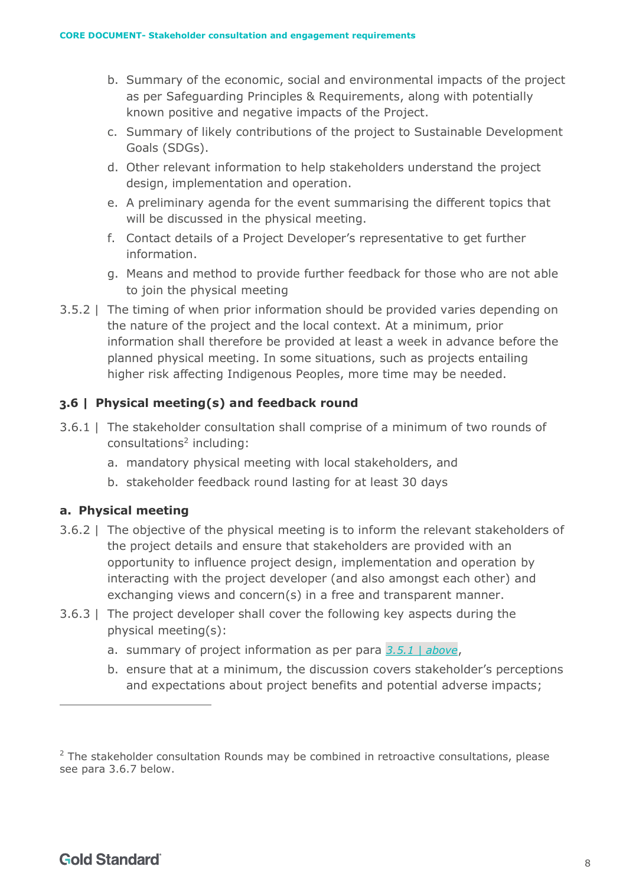b. Summary of the economic, social and environmental impacts of the project as per Safeguarding Principles & Requirements, along with potentially known positive and negative impacts of the Project.
c. Summary of likely contributions of the project to Sustainable Development Goals (SDGs).
d. Other relevant information to help stakeholders understand the project design, implementation and operation.
e. A preliminary agenda for the event summarising the different topics that will be discussed in the physical meeting.
f. Contact details of a Project Developer's representative to get further information.
g. Means and method to provide further feedback for those who are not able to join the physical meeting

3.5.2 | The timing of when prior information should be provided varies depending on the nature of the project and the local context. At a minimum, prior information shall therefore be provided at least a week in advance before the planned physical meeting. In some situations, such as projects entailing higher risk affecting Indigenous Peoples, more time may be needed.

### 3.6 | Physical meeting(s) and feedback round

3.6.1 | The stakeholder consultation shall comprise of a minimum of two rounds of consultations[2] including:

a. mandatory physical meeting with local stakeholders, and
b. stakeholder feedback round lasting for at least 30 days

#### a. Physical meeting

3.6.2 | The objective of the physical meeting is to inform the relevant stakeholders of the project details and ensure that stakeholders are provided with an opportunity to influence project design, implementation and operation by interacting with the project developer (and also amongst each other) and exchanging views and concern(s) in a free and transparent manner.

3.6.3 | The project developer shall cover the following key aspects during the physical meeting(s):

a. summary of project information as per para *3.5.1 | above*,
b. ensure that at a minimum, the discussion covers stakeholder's perceptions and expectations about project benefits and potential adverse impacts;

[2] The stakeholder consultation Rounds may be combined in retroactive consultations, please see para 3.6.7 below.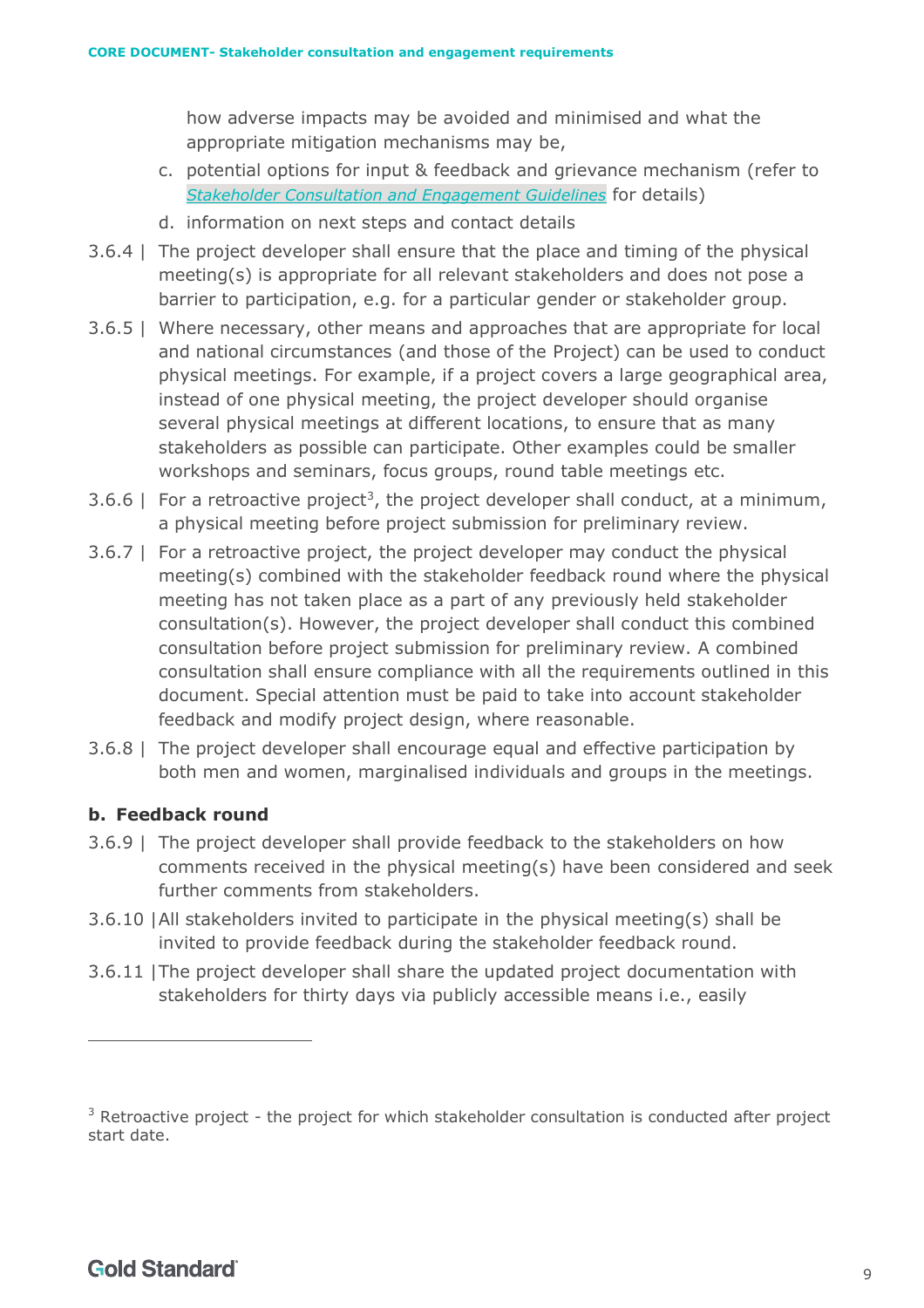how adverse impacts may be avoided and minimised and what the appropriate mitigation mechanisms may be,

c. potential options for input & feedback and grievance mechanism (refer to *Stakeholder Consultation and Engagement Guidelines* for details)

d. information on next steps and contact details

3.6.4 | The project developer shall ensure that the place and timing of the physical meeting(s) is appropriate for all relevant stakeholders and does not pose a barrier to participation, e.g. for a particular gender or stakeholder group.

3.6.5 | Where necessary, other means and approaches that are appropriate for local and national circumstances (and those of the Project) can be used to conduct physical meetings. For example, if a project covers a large geographical area, instead of one physical meeting, the project developer should organise several physical meetings at different locations, to ensure that as many stakeholders as possible can participate. Other examples could be smaller workshops and seminars, focus groups, round table meetings etc.

3.6.6 | For a retroactive project[3], the project developer shall conduct, at a minimum, a physical meeting before project submission for preliminary review.

3.6.7 | For a retroactive project, the project developer may conduct the physical meeting(s) combined with the stakeholder feedback round where the physical meeting has not taken place as a part of any previously held stakeholder consultation(s). However, the project developer shall conduct this combined consultation before project submission for preliminary review. A combined consultation shall ensure compliance with all the requirements outlined in this document. Special attention must be paid to take into account stakeholder feedback and modify project design, where reasonable.

3.6.8 | The project developer shall encourage equal and effective participation by both men and women, marginalised individuals and groups in the meetings.

**b. Feedback round**

3.6.9 | The project developer shall provide feedback to the stakeholders on how comments received in the physical meeting(s) have been considered and seek further comments from stakeholders.

3.6.10 | All stakeholders invited to participate in the physical meeting(s) shall be invited to provide feedback during the stakeholder feedback round.

3.6.11 | The project developer shall share the updated project documentation with stakeholders for thirty days via publicly accessible means i.e., easily

[3] Retroactive project - the project for which stakeholder consultation is conducted after project start date.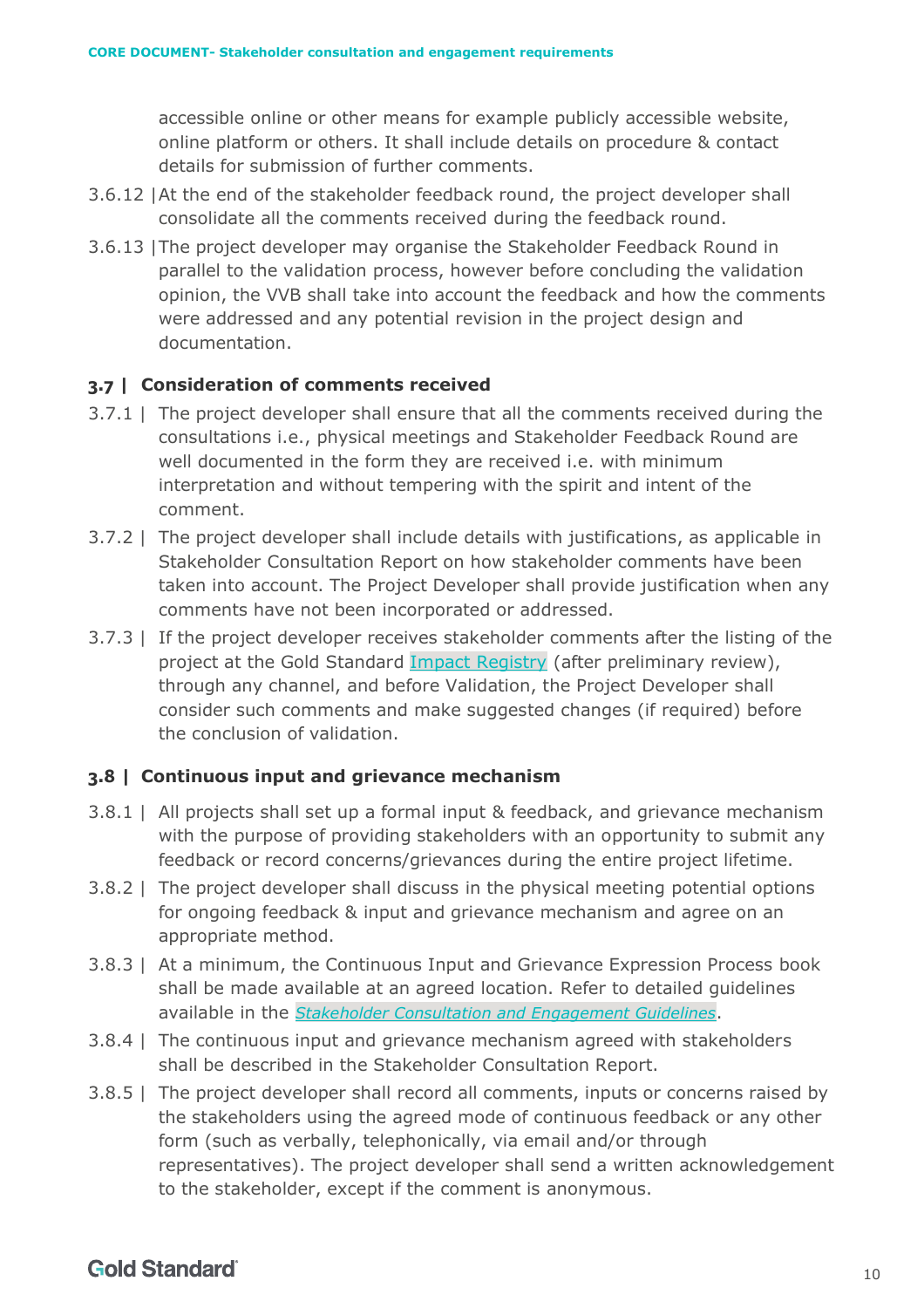accessible online or other means for example publicly accessible website, online platform or others. It shall include details on procedure & contact details for submission of further comments.

3.6.12 | At the end of the stakeholder feedback round, the project developer shall consolidate all the comments received during the feedback round.

3.6.13 | The project developer may organise the Stakeholder Feedback Round in parallel to the validation process, however before concluding the validation opinion, the VVB shall take into account the feedback and how the comments were addressed and any potential revision in the project design and documentation.

## 3.7 | Consideration of comments received

3.7.1 | The project developer shall ensure that all the comments received during the consultations i.e., physical meetings and Stakeholder Feedback Round are well documented in the form they are received i.e. with minimum interpretation and without tempering with the spirit and intent of the comment.

3.7.2 | The project developer shall include details with justifications, as applicable in Stakeholder Consultation Report on how stakeholder comments have been taken into account. The Project Developer shall provide justification when any comments have not been incorporated or addressed.

3.7.3 | If the project developer receives stakeholder comments after the listing of the project at the Gold Standard Impact Registry (after preliminary review), through any channel, and before Validation, the Project Developer shall consider such comments and make suggested changes (if required) before the conclusion of validation.

## 3.8 | Continuous input and grievance mechanism

3.8.1 | All projects shall set up a formal input & feedback, and grievance mechanism with the purpose of providing stakeholders with an opportunity to submit any feedback or record concerns/grievances during the entire project lifetime.

3.8.2 | The project developer shall discuss in the physical meeting potential options for ongoing feedback & input and grievance mechanism and agree on an appropriate method.

3.8.3 | At a minimum, the Continuous Input and Grievance Expression Process book shall be made available at an agreed location. Refer to detailed guidelines available in the *Stakeholder Consultation and Engagement Guidelines*.

3.8.4 | The continuous input and grievance mechanism agreed with stakeholders shall be described in the Stakeholder Consultation Report.

3.8.5 | The project developer shall record all comments, inputs or concerns raised by the stakeholders using the agreed mode of continuous feedback or any other form (such as verbally, telephonically, via email and/or through representatives). The project developer shall send a written acknowledgement to the stakeholder, except if the comment is anonymous.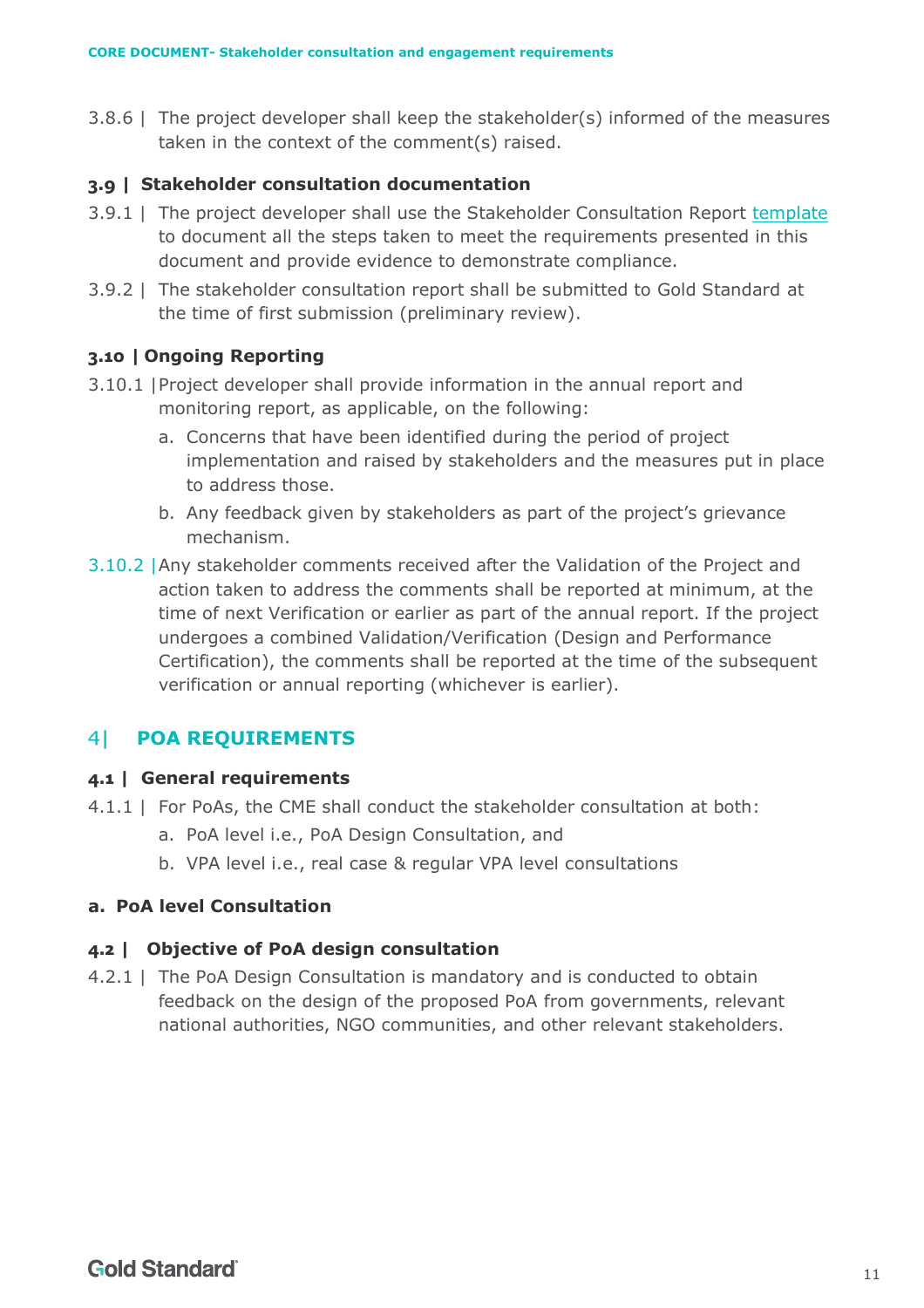3.8.6 | The project developer shall keep the stakeholder(s) informed of the measures taken in the context of the comment(s) raised.

### 3.9 | Stakeholder consultation documentation

3.9.1 | The project developer shall use the Stakeholder Consultation Report template to document all the steps taken to meet the requirements presented in this document and provide evidence to demonstrate compliance.

3.9.2 | The stakeholder consultation report shall be submitted to Gold Standard at the time of first submission (preliminary review).

### 3.10 | Ongoing Reporting

3.10.1 | Project developer shall provide information in the annual report and monitoring report, as applicable, on the following:

a. Concerns that have been identified during the period of project implementation and raised by stakeholders and the measures put in place to address those.

b. Any feedback given by stakeholders as part of the project's grievance mechanism.

3.10.2 | Any stakeholder comments received after the Validation of the Project and action taken to address the comments shall be reported at minimum, at the time of next Verification or earlier as part of the annual report. If the project undergoes a combined Validation/Verification (Design and Performance Certification), the comments shall be reported at the time of the subsequent verification or annual reporting (whichever is earlier).

## 4| POA REQUIREMENTS

### 4.1 | General requirements

4.1.1 | For PoAs, the CME shall conduct the stakeholder consultation at both:

a. PoA level i.e., PoA Design Consultation, and

b. VPA level i.e., real case & regular VPA level consultations

**a. PoA level Consultation**

### 4.2 | Objective of PoA design consultation

4.2.1 | The PoA Design Consultation is mandatory and is conducted to obtain feedback on the design of the proposed PoA from governments, relevant national authorities, NGO communities, and other relevant stakeholders.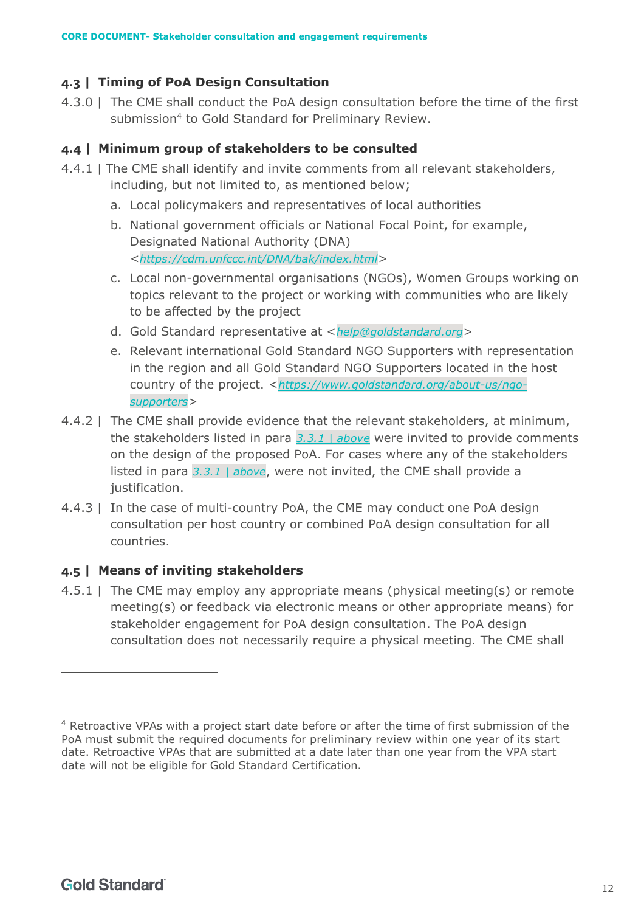## 4.3 | Timing of PoA Design Consultation

4.3.0 | The CME shall conduct the PoA design consultation before the time of the first submission[4] to Gold Standard for Preliminary Review.

## 4.4 | Minimum group of stakeholders to be consulted

4.4.1 | The CME shall identify and invite comments from all relevant stakeholders, including, but not limited to, as mentioned below;

a. Local policymakers and representatives of local authorities
b. National government officials or National Focal Point, for example, Designated National Authority (DNA) <*https://cdm.unfccc.int/DNA/bak/index.html*>
c. Local non-governmental organisations (NGOs), Women Groups working on topics relevant to the project or working with communities who are likely to be affected by the project
d. Gold Standard representative at <*help@goldstandard.org*>
e. Relevant international Gold Standard NGO Supporters with representation in the region and all Gold Standard NGO Supporters located in the host country of the project. <*https://www.goldstandard.org/about-us/ngo-supporters*>

4.4.2 | The CME shall provide evidence that the relevant stakeholders, at minimum, the stakeholders listed in para *3.3.1 | above* were invited to provide comments on the design of the proposed PoA. For cases where any of the stakeholders listed in para *3.3.1 | above*, were not invited, the CME shall provide a justification.

4.4.3 | In the case of multi-country PoA, the CME may conduct one PoA design consultation per host country or combined PoA design consultation for all countries.

## 4.5 | Means of inviting stakeholders

4.5.1 | The CME may employ any appropriate means (physical meeting(s) or remote meeting(s) or feedback via electronic means or other appropriate means) for stakeholder engagement for PoA design consultation. The PoA design consultation does not necessarily require a physical meeting. The CME shall

[4] Retroactive VPAs with a project start date before or after the time of first submission of the PoA must submit the required documents for preliminary review within one year of its start date. Retroactive VPAs that are submitted at a date later than one year from the VPA start date will not be eligible for Gold Standard Certification.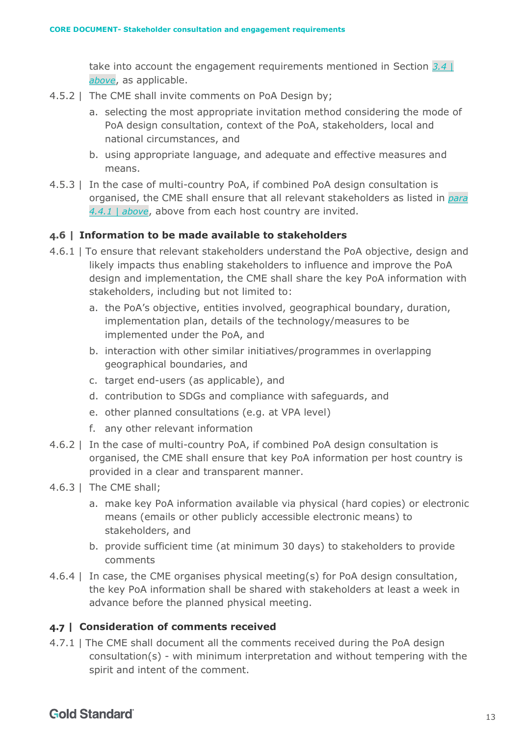take into account the engagement requirements mentioned in Section *3.4 | above*, as applicable.

4.5.2 | The CME shall invite comments on PoA Design by;

a. selecting the most appropriate invitation method considering the mode of PoA design consultation, context of the PoA, stakeholders, local and national circumstances, and

b. using appropriate language, and adequate and effective measures and means.

4.5.3 | In the case of multi-country PoA, if combined PoA design consultation is organised, the CME shall ensure that all relevant stakeholders as listed in *para 4.4.1 | above*, above from each host country are invited.

### 4.6 | Information to be made available to stakeholders

4.6.1 | To ensure that relevant stakeholders understand the PoA objective, design and likely impacts thus enabling stakeholders to influence and improve the PoA design and implementation, the CME shall share the key PoA information with stakeholders, including but not limited to:

a. the PoA's objective, entities involved, geographical boundary, duration, implementation plan, details of the technology/measures to be implemented under the PoA, and

b. interaction with other similar initiatives/programmes in overlapping geographical boundaries, and

c. target end-users (as applicable), and

d. contribution to SDGs and compliance with safeguards, and

e. other planned consultations (e.g. at VPA level)

f. any other relevant information

4.6.2 | In the case of multi-country PoA, if combined PoA design consultation is organised, the CME shall ensure that key PoA information per host country is provided in a clear and transparent manner.

4.6.3 | The CME shall;

a. make key PoA information available via physical (hard copies) or electronic means (emails or other publicly accessible electronic means) to stakeholders, and

b. provide sufficient time (at minimum 30 days) to stakeholders to provide comments

4.6.4 | In case, the CME organises physical meeting(s) for PoA design consultation, the key PoA information shall be shared with stakeholders at least a week in advance before the planned physical meeting.

### 4.7 | Consideration of comments received

4.7.1 | The CME shall document all the comments received during the PoA design consultation(s) - with minimum interpretation and without tempering with the spirit and intent of the comment.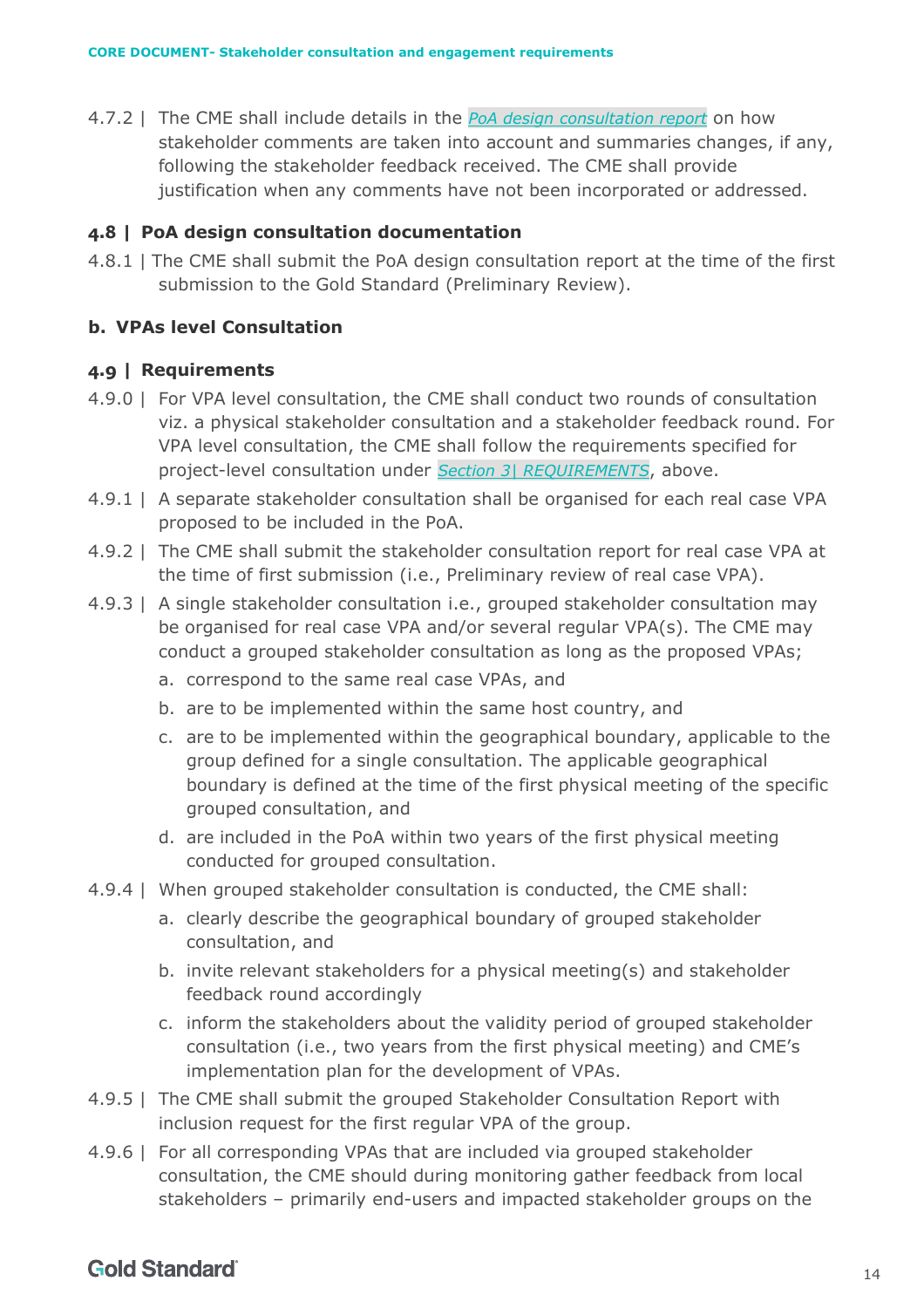4.7.2 | The CME shall include details in the *PoA design consultation report* on how stakeholder comments are taken into account and summaries changes, if any, following the stakeholder feedback received. The CME shall provide justification when any comments have not been incorporated or addressed.

### 4.8 | PoA design consultation documentation

4.8.1 | The CME shall submit the PoA design consultation report at the time of the first submission to the Gold Standard (Preliminary Review).

## b. VPAs level Consultation

### 4.9 | Requirements

4.9.0 | For VPA level consultation, the CME shall conduct two rounds of consultation viz. a physical stakeholder consultation and a stakeholder feedback round. For VPA level consultation, the CME shall follow the requirements specified for project-level consultation under *Section 3| REQUIREMENTS*, above.

4.9.1 | A separate stakeholder consultation shall be organised for each real case VPA proposed to be included in the PoA.

4.9.2 | The CME shall submit the stakeholder consultation report for real case VPA at the time of first submission (i.e., Preliminary review of real case VPA).

4.9.3 | A single stakeholder consultation i.e., grouped stakeholder consultation may be organised for real case VPA and/or several regular VPA(s). The CME may conduct a grouped stakeholder consultation as long as the proposed VPAs;

a. correspond to the same real case VPAs, and
b. are to be implemented within the same host country, and
c. are to be implemented within the geographical boundary, applicable to the group defined for a single consultation. The applicable geographical boundary is defined at the time of the first physical meeting of the specific grouped consultation, and
d. are included in the PoA within two years of the first physical meeting conducted for grouped consultation.

4.9.4 | When grouped stakeholder consultation is conducted, the CME shall:

a. clearly describe the geographical boundary of grouped stakeholder consultation, and
b. invite relevant stakeholders for a physical meeting(s) and stakeholder feedback round accordingly
c. inform the stakeholders about the validity period of grouped stakeholder consultation (i.e., two years from the first physical meeting) and CME's implementation plan for the development of VPAs.

4.9.5 | The CME shall submit the grouped Stakeholder Consultation Report with inclusion request for the first regular VPA of the group.

4.9.6 | For all corresponding VPAs that are included via grouped stakeholder consultation, the CME should during monitoring gather feedback from local stakeholders – primarily end-users and impacted stakeholder groups on the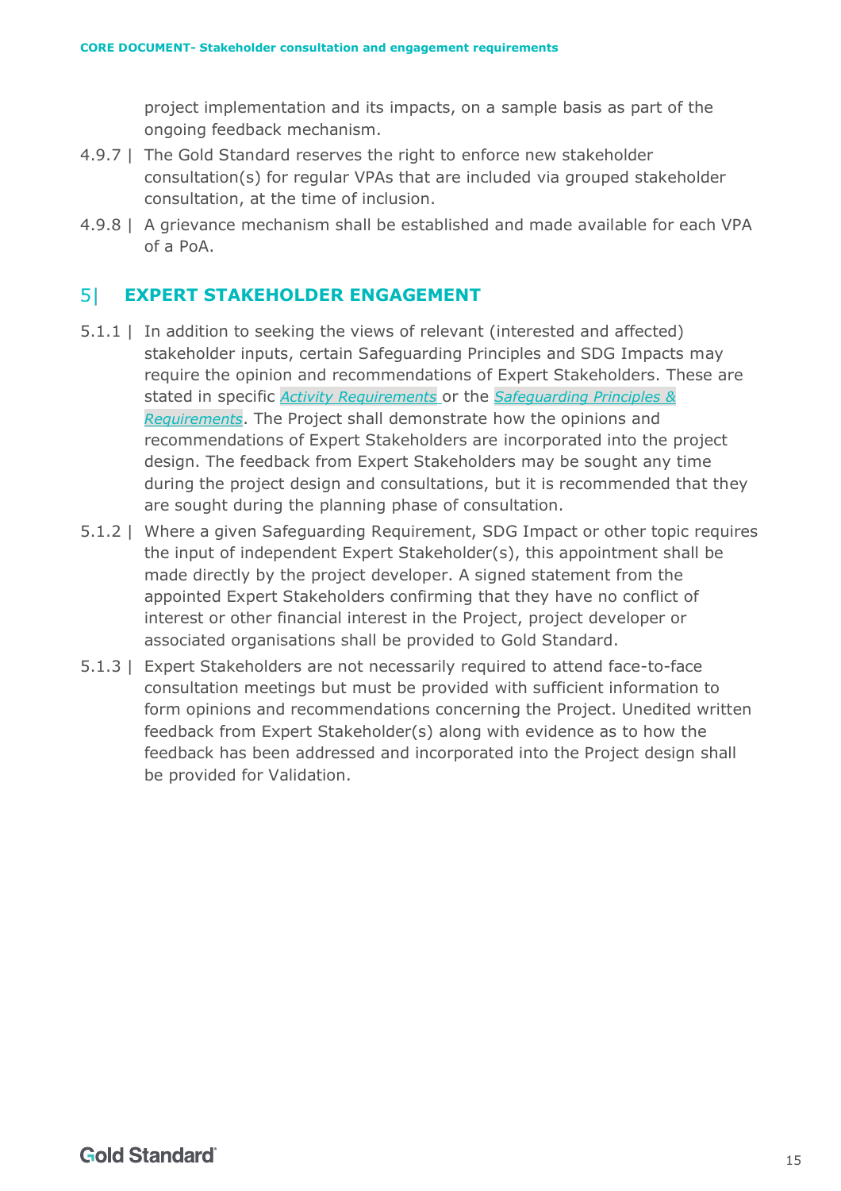project implementation and its impacts, on a sample basis as part of the ongoing feedback mechanism.

4.9.7 | The Gold Standard reserves the right to enforce new stakeholder consultation(s) for regular VPAs that are included via grouped stakeholder consultation, at the time of inclusion.

4.9.8 | A grievance mechanism shall be established and made available for each VPA of a PoA.

## 5| EXPERT STAKEHOLDER ENGAGEMENT

5.1.1 | In addition to seeking the views of relevant (interested and affected) stakeholder inputs, certain Safeguarding Principles and SDG Impacts may require the opinion and recommendations of Expert Stakeholders. These are stated in specific *Activity Requirements* or the *Safeguarding Principles & Requirements*. The Project shall demonstrate how the opinions and recommendations of Expert Stakeholders are incorporated into the project design. The feedback from Expert Stakeholders may be sought any time during the project design and consultations, but it is recommended that they are sought during the planning phase of consultation.

5.1.2 | Where a given Safeguarding Requirement, SDG Impact or other topic requires the input of independent Expert Stakeholder(s), this appointment shall be made directly by the project developer. A signed statement from the appointed Expert Stakeholders confirming that they have no conflict of interest or other financial interest in the Project, project developer or associated organisations shall be provided to Gold Standard.

5.1.3 | Expert Stakeholders are not necessarily required to attend face-to-face consultation meetings but must be provided with sufficient information to form opinions and recommendations concerning the Project. Unedited written feedback from Expert Stakeholder(s) along with evidence as to how the feedback has been addressed and incorporated into the Project design shall be provided for Validation.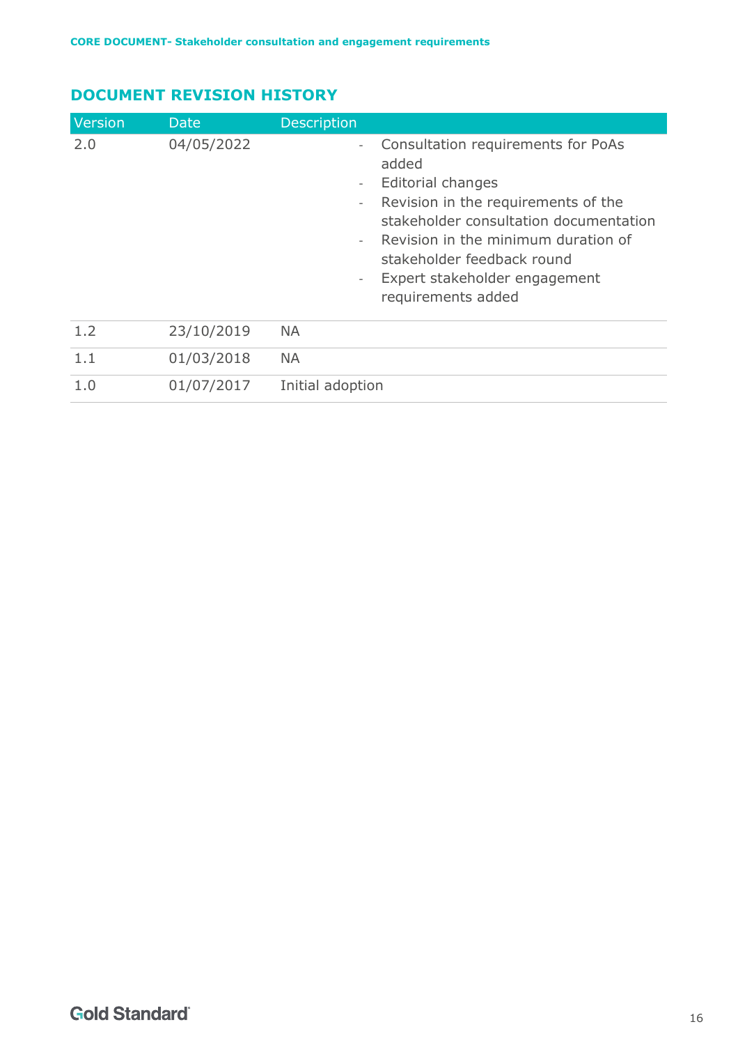## DOCUMENT REVISION HISTORY

| Version | Date | Description |
| --- | --- | --- |
| 2.0 | 04/05/2022 | - Consultation requirements for PoAs added<br>- Editorial changes<br>- Revision in the requirements of the stakeholder consultation documentation<br>- Revision in the minimum duration of stakeholder feedback round<br>- Expert stakeholder engagement requirements added |
| 1.2 | 23/10/2019 | NA |
| 1.1 | 01/03/2018 | NA |
| 1.0 | 01/07/2017 | Initial adoption |